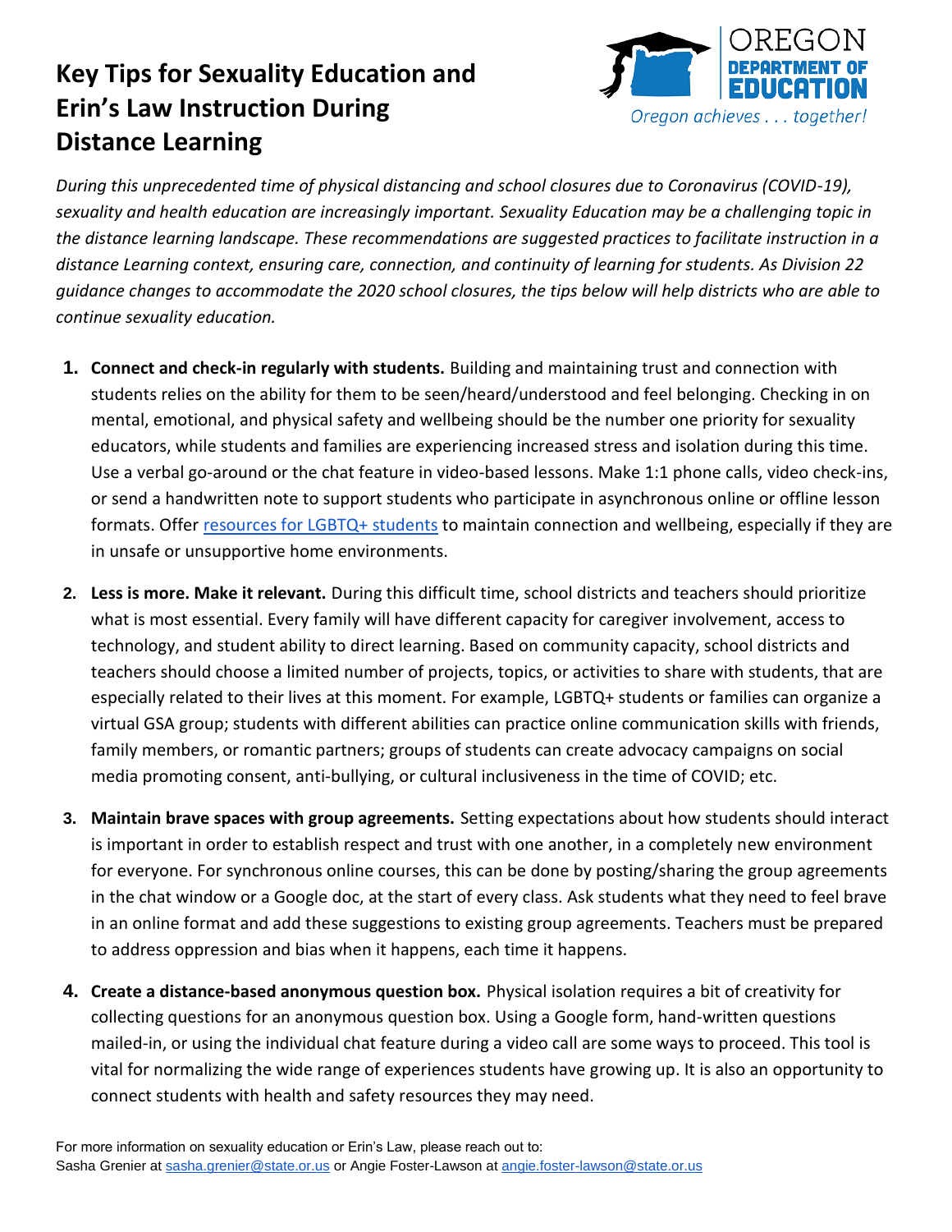# Key Tips for Sexuality Education and Erin's Law Instruction During Distance Learning

OREGON DEPARTMENT OF EDUCATION
*Oregon achieves . . . together!*

*During this unprecedented time of physical distancing and school closures due to Coronavirus (COVID-19), sexuality and health education are increasingly important. Sexuality Education may be a challenging topic in the distance learning landscape. These recommendations are suggested practices to facilitate instruction in a distance Learning context, ensuring care, connection, and continuity of learning for students. As Division 22 guidance changes to accommodate the 2020 school closures, the tips below will help districts who are able to continue sexuality education.*

1. **Connect and check-in regularly with students.** Building and maintaining trust and connection with students relies on the ability for them to be seen/heard/understood and feel belonging. Checking in on mental, emotional, and physical safety and wellbeing should be the number one priority for sexuality educators, while students and families are experiencing increased stress and isolation during this time. Use a verbal go-around or the chat feature in video-based lessons. Make 1:1 phone calls, video check-ins, or send a handwritten note to support students who participate in asynchronous online or offline lesson formats. Offer resources for LGBTQ+ students to maintain connection and wellbeing, especially if they are in unsafe or unsupportive home environments.

2. **Less is more. Make it relevant.** During this difficult time, school districts and teachers should prioritize what is most essential. Every family will have different capacity for caregiver involvement, access to technology, and student ability to direct learning. Based on community capacity, school districts and teachers should choose a limited number of projects, topics, or activities to share with students, that are especially related to their lives at this moment. For example, LGBTQ+ students or families can organize a virtual GSA group; students with different abilities can practice online communication skills with friends, family members, or romantic partners; groups of students can create advocacy campaigns on social media promoting consent, anti-bullying, or cultural inclusiveness in the time of COVID; etc.

3. **Maintain brave spaces with group agreements.** Setting expectations about how students should interact is important in order to establish respect and trust with one another, in a completely new environment for everyone. For synchronous online courses, this can be done by posting/sharing the group agreements in the chat window or a Google doc, at the start of every class. Ask students what they need to feel brave in an online format and add these suggestions to existing group agreements. Teachers must be prepared to address oppression and bias when it happens, each time it happens.

4. **Create a distance-based anonymous question box.** Physical isolation requires a bit of creativity for collecting questions for an anonymous question box. Using a Google form, hand-written questions mailed-in, or using the individual chat feature during a video call are some ways to proceed. This tool is vital for normalizing the wide range of experiences students have growing up. It is also an opportunity to connect students with health and safety resources they may need.

For more information on sexuality education or Erin's Law, please reach out to:
Sasha Grenier at sasha.grenier@state.or.us or Angie Foster-Lawson at angie.foster-lawson@state.or.us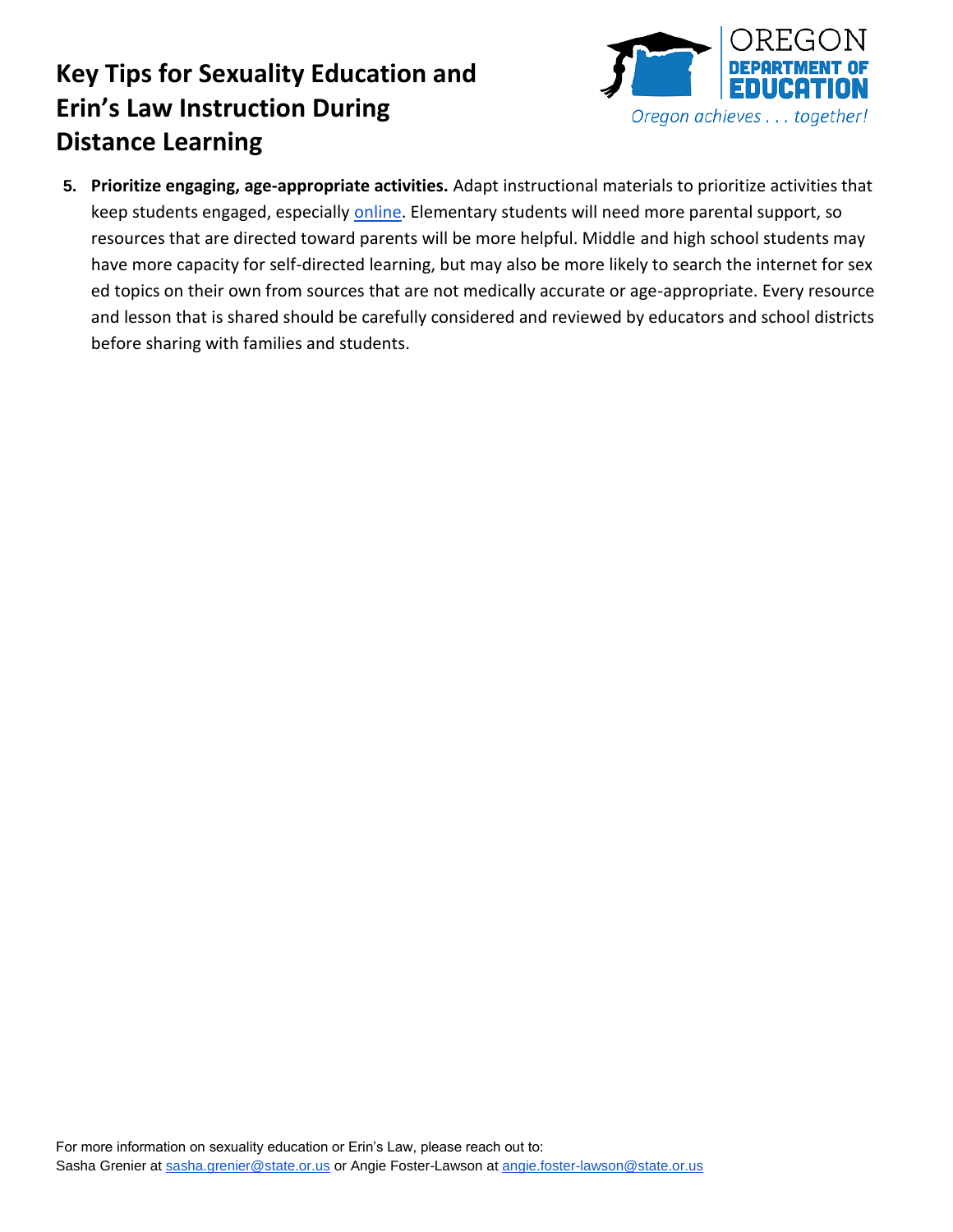# Key Tips for Sexuality Education and Erin's Law Instruction During Distance Learning

5. **Prioritize engaging, age-appropriate activities.** Adapt instructional materials to prioritize activities that keep students engaged, especially online. Elementary students will need more parental support, so resources that are directed toward parents will be more helpful. Middle and high school students may have more capacity for self-directed learning, but may also be more likely to search the internet for sex ed topics on their own from sources that are not medically accurate or age-appropriate. Every resource and lesson that is shared should be carefully considered and reviewed by educators and school districts before sharing with families and students.

For more information on sexuality education or Erin's Law, please reach out to:
Sasha Grenier at sasha.grenier@state.or.us or Angie Foster-Lawson at angie.foster-lawson@state.or.us